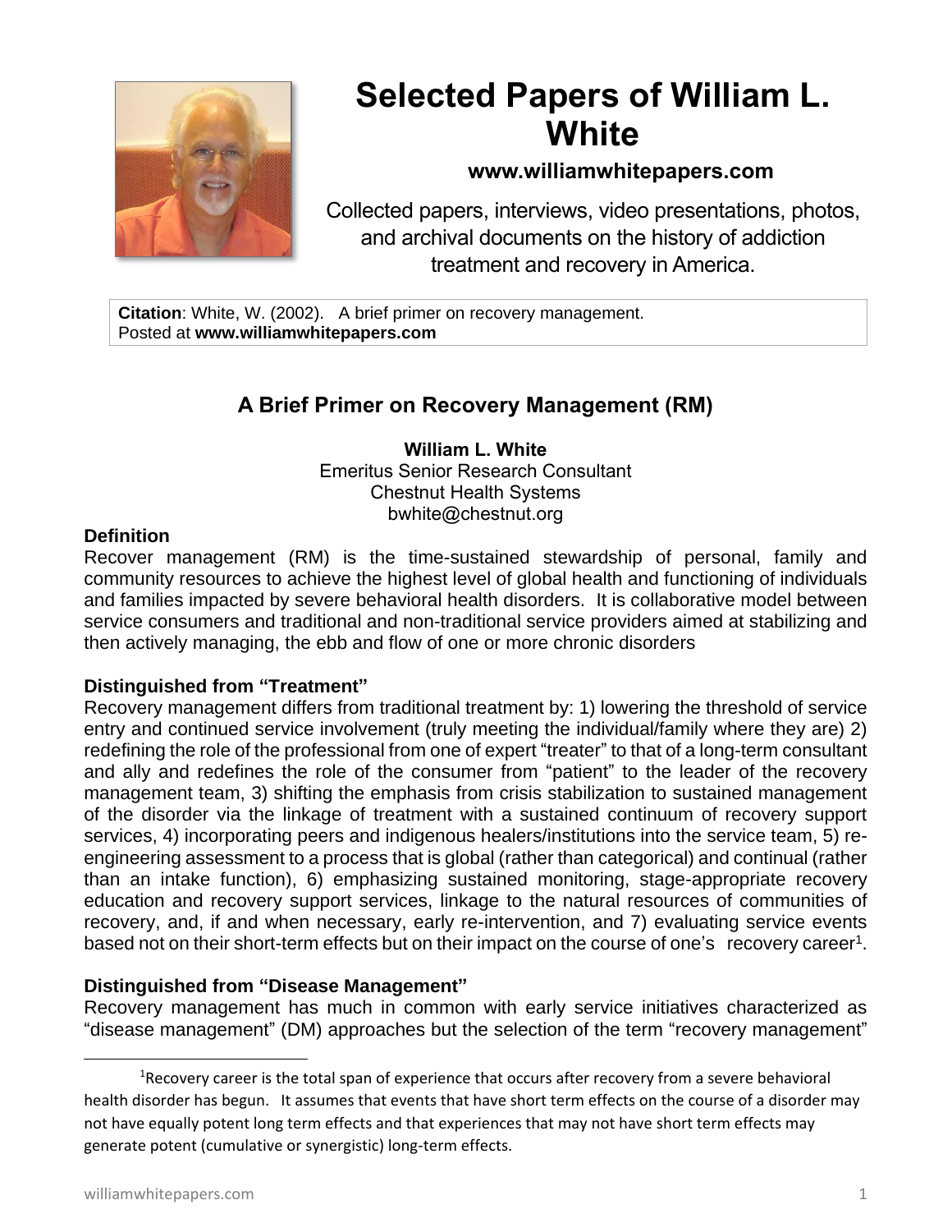# Selected Papers of William L. White

**www.williamwhitepapers.com**

Collected papers, interviews, video presentations, photos, and archival documents on the history of addiction treatment and recovery in America.

**Citation**: White, W. (2002). A brief primer on recovery management.
Posted at **www.williamwhitepapers.com**

## A Brief Primer on Recovery Management (RM)

**William L. White**
Emeritus Senior Research Consultant
Chestnut Health Systems
bwhite@chestnut.org

### Definition

Recover management (RM) is the time-sustained stewardship of personal, family and community resources to achieve the highest level of global health and functioning of individuals and families impacted by severe behavioral health disorders. It is collaborative model between service consumers and traditional and non-traditional service providers aimed at stabilizing and then actively managing, the ebb and flow of one or more chronic disorders

### Distinguished from "Treatment"

Recovery management differs from traditional treatment by: 1) lowering the threshold of service entry and continued service involvement (truly meeting the individual/family where they are) 2) redefining the role of the professional from one of expert "treater" to that of a long-term consultant and ally and redefines the role of the consumer from "patient" to the leader of the recovery management team, 3) shifting the emphasis from crisis stabilization to sustained management of the disorder via the linkage of treatment with a sustained continuum of recovery support services, 4) incorporating peers and indigenous healers/institutions into the service team, 5) re-engineering assessment to a process that is global (rather than categorical) and continual (rather than an intake function), 6) emphasizing sustained monitoring, stage-appropriate recovery education and recovery support services, linkage to the natural resources of communities of recovery, and, if and when necessary, early re-intervention, and 7) evaluating service events based not on their short-term effects but on their impact on the course of one's recovery career[1].

### Distinguished from "Disease Management"

Recovery management has much in common with early service initiatives characterized as "disease management" (DM) approaches but the selection of the term "recovery management"

[1]Recovery career is the total span of experience that occurs after recovery from a severe behavioral health disorder has begun. It assumes that events that have short term effects on the course of a disorder may not have equally potent long term effects and that experiences that may not have short term effects may generate potent (cumulative or synergistic) long-term effects.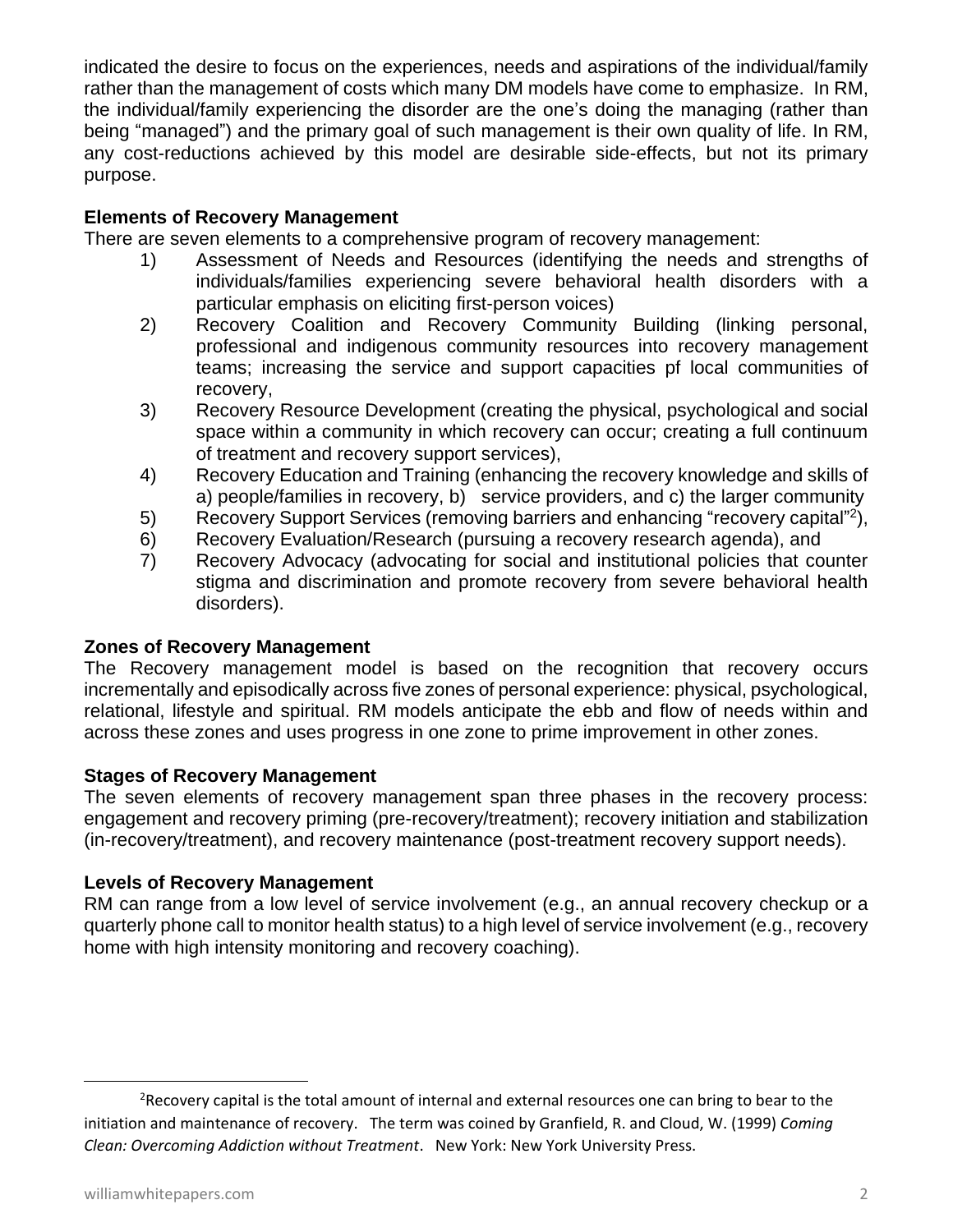indicated the desire to focus on the experiences, needs and aspirations of the individual/family rather than the management of costs which many DM models have come to emphasize. In RM, the individual/family experiencing the disorder are the one's doing the managing (rather than being "managed") and the primary goal of such management is their own quality of life. In RM, any cost-reductions achieved by this model are desirable side-effects, but not its primary purpose.

**Elements of Recovery Management**

There are seven elements to a comprehensive program of recovery management:

1) Assessment of Needs and Resources (identifying the needs and strengths of individuals/families experiencing severe behavioral health disorders with a particular emphasis on eliciting first-person voices)
2) Recovery Coalition and Recovery Community Building (linking personal, professional and indigenous community resources into recovery management teams; increasing the service and support capacities pf local communities of recovery,
3) Recovery Resource Development (creating the physical, psychological and social space within a community in which recovery can occur; creating a full continuum of treatment and recovery support services),
4) Recovery Education and Training (enhancing the recovery knowledge and skills of a) people/families in recovery, b) service providers, and c) the larger community
5) Recovery Support Services (removing barriers and enhancing "recovery capital"[2]),
6) Recovery Evaluation/Research (pursuing a recovery research agenda), and
7) Recovery Advocacy (advocating for social and institutional policies that counter stigma and discrimination and promote recovery from severe behavioral health disorders).

**Zones of Recovery Management**

The Recovery management model is based on the recognition that recovery occurs incrementally and episodically across five zones of personal experience: physical, psychological, relational, lifestyle and spiritual. RM models anticipate the ebb and flow of needs within and across these zones and uses progress in one zone to prime improvement in other zones.

**Stages of Recovery Management**

The seven elements of recovery management span three phases in the recovery process: engagement and recovery priming (pre-recovery/treatment); recovery initiation and stabilization (in-recovery/treatment), and recovery maintenance (post-treatment recovery support needs).

**Levels of Recovery Management**

RM can range from a low level of service involvement (e.g., an annual recovery checkup or a quarterly phone call to monitor health status) to a high level of service involvement (e.g., recovery home with high intensity monitoring and recovery coaching).

---

[2]Recovery capital is the total amount of internal and external resources one can bring to bear to the initiation and maintenance of recovery. The term was coined by Granfield, R. and Cloud, W. (1999) *Coming Clean: Overcoming Addiction without Treatment*. New York: New York University Press.